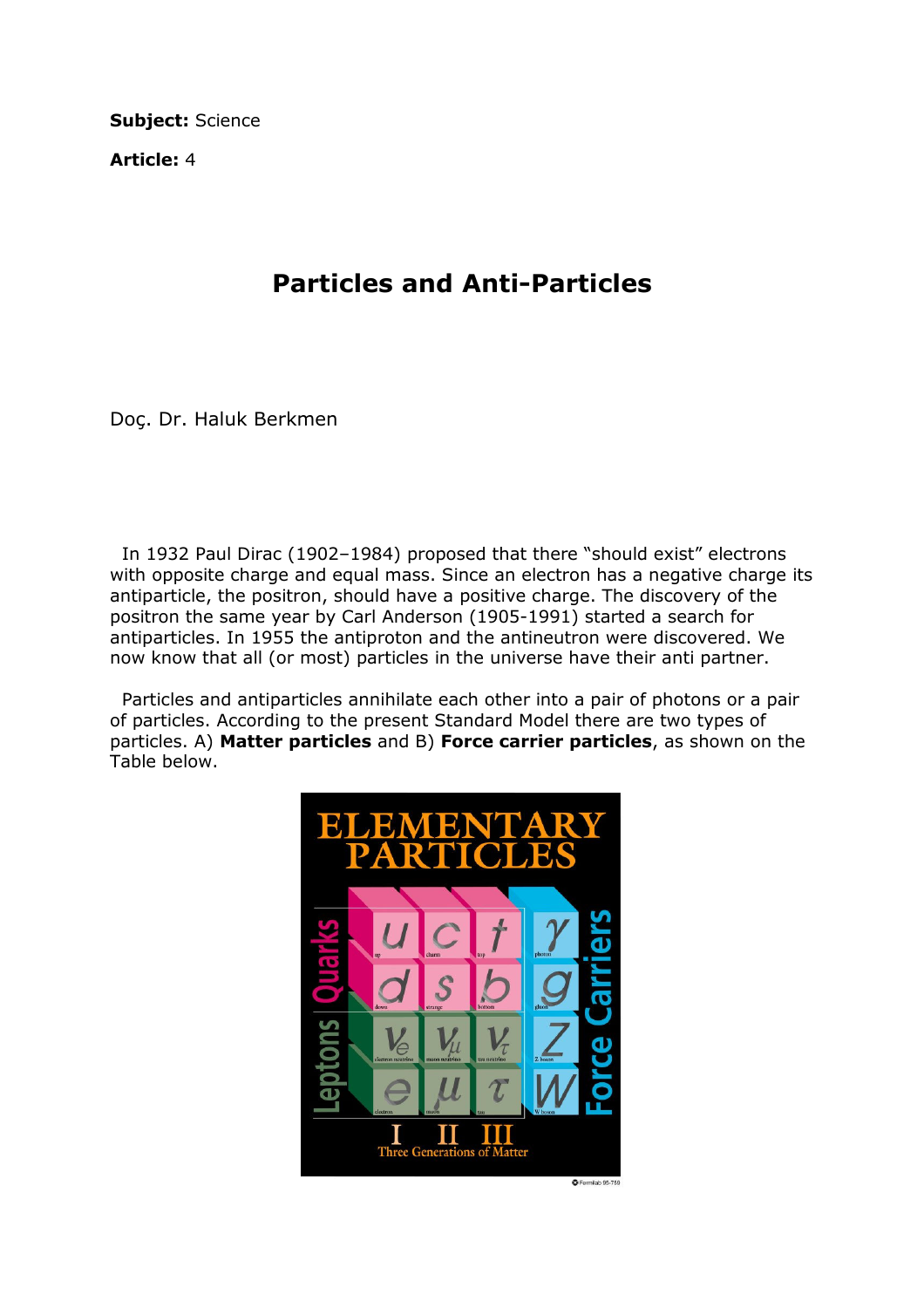**Subject:** Science

**Article:** 4

# Particles and Anti-Particles

Doç. Dr. Haluk Berkmen

In 1932 Paul Dirac (1902–1984) proposed that there "should exist" electrons with opposite charge and equal mass. Since an electron has a negative charge its antiparticle, the positron, should have a positive charge. The discovery of the positron the same year by Carl Anderson (1905-1991) started a search for antiparticles. In 1955 the antiproton and the antineutron were discovered. We now know that all (or most) particles in the universe have their anti partner.

Particles and antiparticles annihilate each other into a pair of photons or a pair of particles. According to the present Standard Model there are two types of particles. A) **Matter particles** and B) **Force carrier particles**, as shown on the Table below.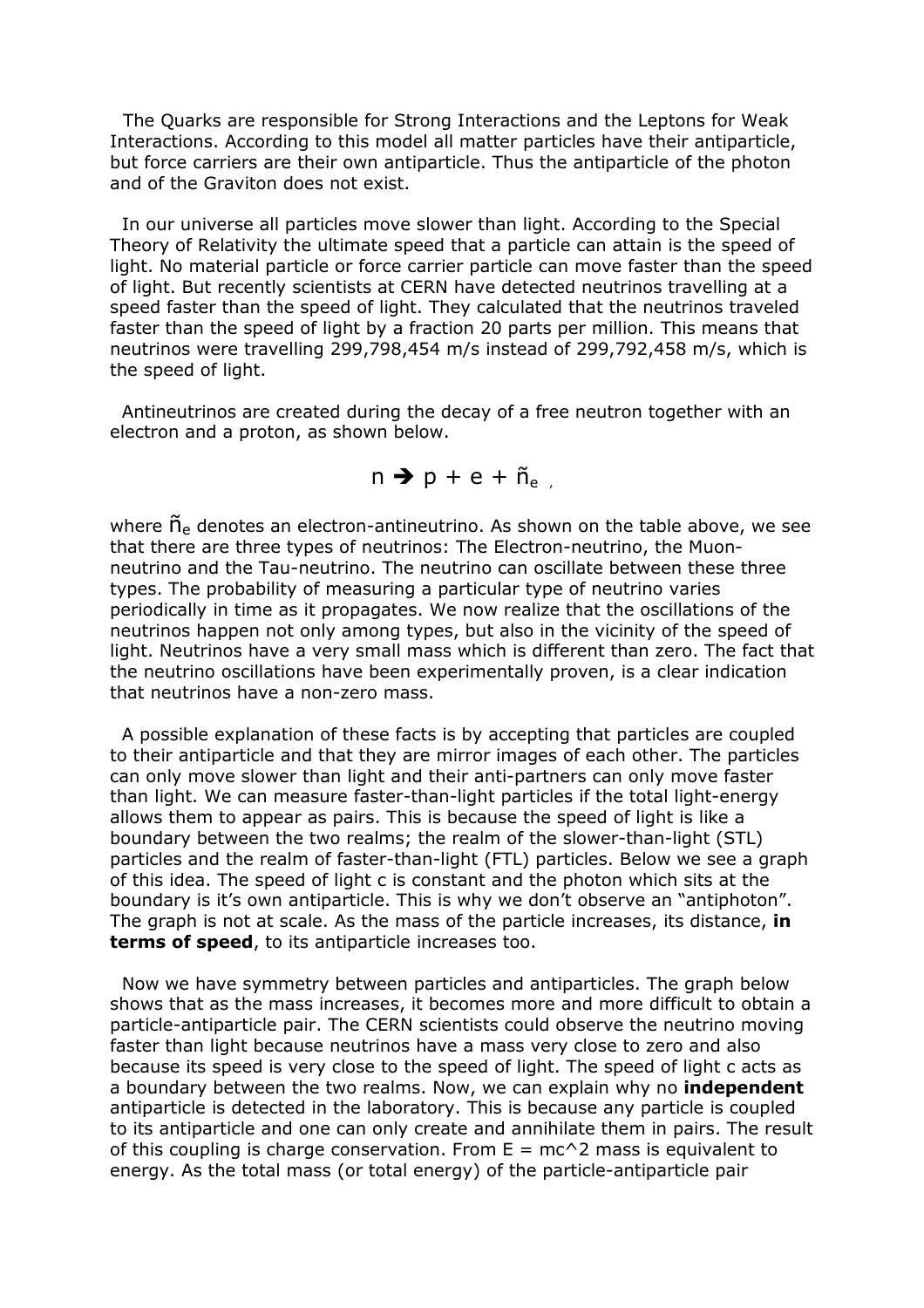The Quarks are responsible for Strong Interactions and the Leptons for Weak Interactions. According to this model all matter particles have their antiparticle, but force carriers are their own antiparticle. Thus the antiparticle of the photon and of the Graviton does not exist.

In our universe all particles move slower than light. According to the Special Theory of Relativity the ultimate speed that a particle can attain is the speed of light. No material particle or force carrier particle can move faster than the speed of light. But recently scientists at CERN have detected neutrinos travelling at a speed faster than the speed of light. They calculated that the neutrinos traveled faster than the speed of light by a fraction 20 parts per million. This means that neutrinos were travelling 299,798,454 m/s instead of 299,792,458 m/s, which is the speed of light.

Antineutrinos are created during the decay of a free neutron together with an electron and a proton, as shown below.

$$n \rightarrow p + e + \tilde{n}_e \ ,$$

where $\tilde{n}_e$ denotes an electron-antineutrino. As shown on the table above, we see that there are three types of neutrinos: The Electron-neutrino, the Muon-neutrino and the Tau-neutrino. The neutrino can oscillate between these three types. The probability of measuring a particular type of neutrino varies periodically in time as it propagates. We now realize that the oscillations of the neutrinos happen not only among types, but also in the vicinity of the speed of light. Neutrinos have a very small mass which is different than zero. The fact that the neutrino oscillations have been experimentally proven, is a clear indication that neutrinos have a non-zero mass.

A possible explanation of these facts is by accepting that particles are coupled to their antiparticle and that they are mirror images of each other. The particles can only move slower than light and their anti-partners can only move faster than light. We can measure faster-than-light particles if the total light-energy allows them to appear as pairs. This is because the speed of light is like a boundary between the two realms; the realm of the slower-than-light (STL) particles and the realm of faster-than-light (FTL) particles. Below we see a graph of this idea. The speed of light c is constant and the photon which sits at the boundary is it's own antiparticle. This is why we don't observe an "antiphoton". The graph is not at scale. As the mass of the particle increases, its distance, **in terms of speed**, to its antiparticle increases too.

Now we have symmetry between particles and antiparticles. The graph below shows that as the mass increases, it becomes more and more difficult to obtain a particle-antiparticle pair. The CERN scientists could observe the neutrino moving faster than light because neutrinos have a mass very close to zero and also because its speed is very close to the speed of light. The speed of light c acts as a boundary between the two realms. Now, we can explain why no **independent** antiparticle is detected in the laboratory. This is because any particle is coupled to its antiparticle and one can only create and annihilate them in pairs. The result of this coupling is charge conservation. From E = mc^2 mass is equivalent to energy. As the total mass (or total energy) of the particle-antiparticle pair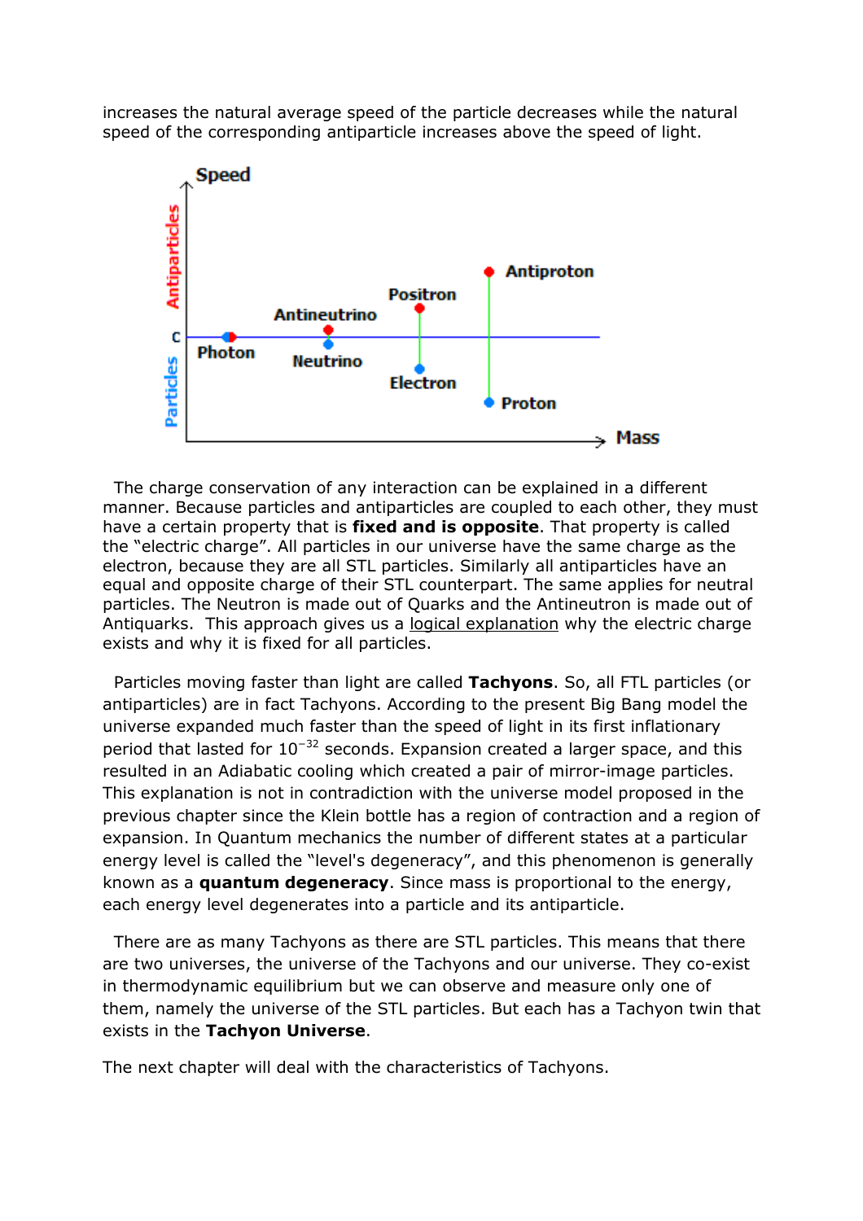increases the natural average speed of the particle decreases while the natural speed of the corresponding antiparticle increases above the speed of light.

Speed

Antiparticles

Particles

c

Antiproton

Positron

Antineutrino

Photon

Neutrino

Electron

Proton

Mass

The charge conservation of any interaction can be explained in a different manner. Because particles and antiparticles are coupled to each other, they must have a certain property that is **fixed and is opposite**. That property is called the "electric charge". All particles in our universe have the same charge as the electron, because they are all STL particles. Similarly all antiparticles have an equal and opposite charge of their STL counterpart. The same applies for neutral particles. The Neutron is made out of Quarks and the Antineutron is made out of Antiquarks. This approach gives us a logical explanation why the electric charge exists and why it is fixed for all particles.

Particles moving faster than light are called **Tachyons**. So, all FTL particles (or antiparticles) are in fact Tachyons. According to the present Big Bang model the universe expanded much faster than the speed of light in its first inflationary period that lasted for $10^{-32}$ seconds. Expansion created a larger space, and this resulted in an Adiabatic cooling which created a pair of mirror-image particles. This explanation is not in contradiction with the universe model proposed in the previous chapter since the Klein bottle has a region of contraction and a region of expansion. In Quantum mechanics the number of different states at a particular energy level is called the "level's degeneracy", and this phenomenon is generally known as a **quantum degeneracy**. Since mass is proportional to the energy, each energy level degenerates into a particle and its antiparticle.

There are as many Tachyons as there are STL particles. This means that there are two universes, the universe of the Tachyons and our universe. They co-exist in thermodynamic equilibrium but we can observe and measure only one of them, namely the universe of the STL particles. But each has a Tachyon twin that exists in the **Tachyon Universe**.

The next chapter will deal with the characteristics of Tachyons.